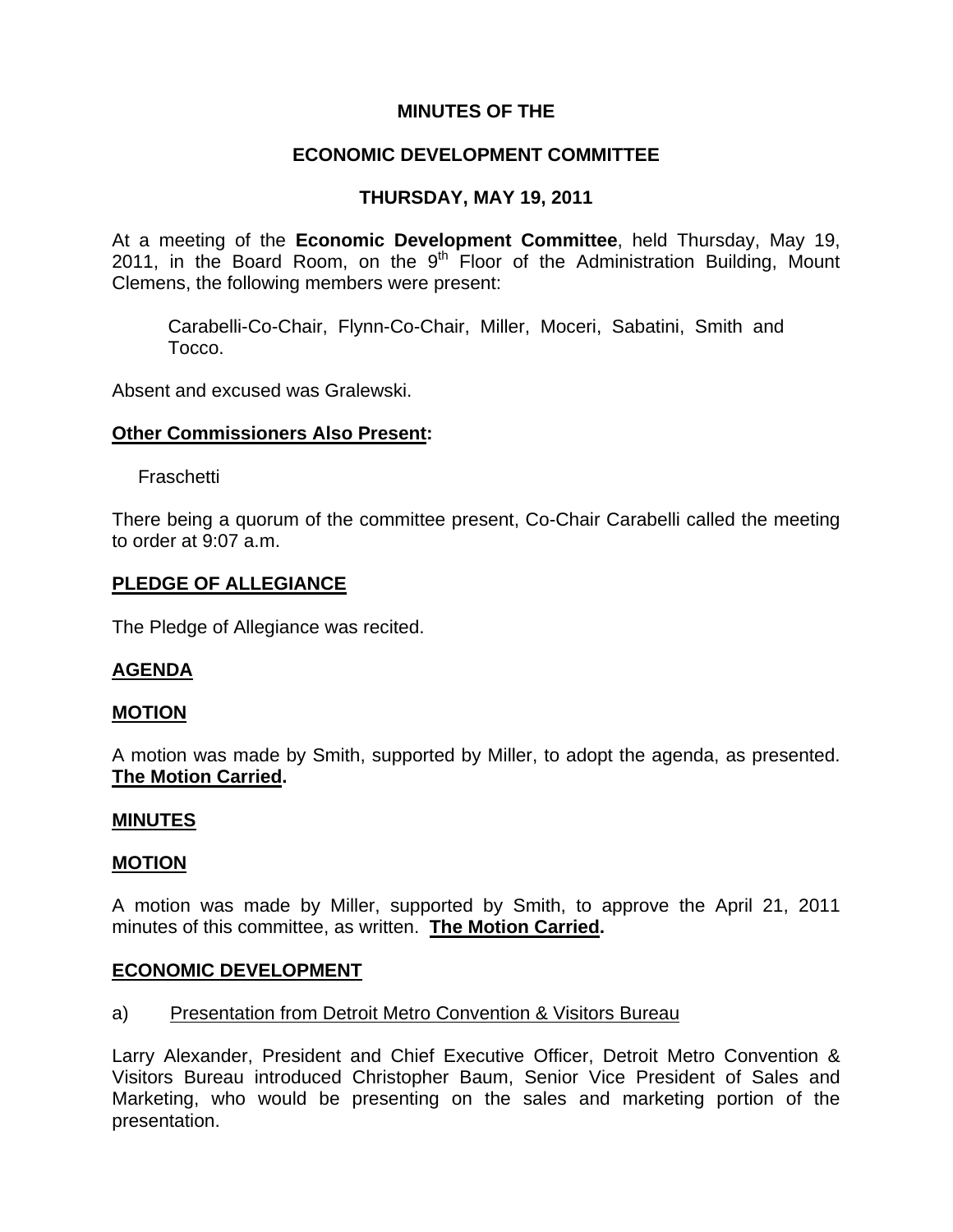# MINUTES OF THE

# ECONOMIC DEVELOPMENT COMMITTEE

# THURSDAY, MAY 19, 2011

At a meeting of the **Economic Development Committee**, held Thursday, May 19, 2011, in the Board Room, on the 9th Floor of the Administration Building, Mount Clemens, the following members were present:

> Carabelli-Co-Chair, Flynn-Co-Chair, Miller, Moceri, Sabatini, Smith and Tocco.

Absent and excused was Gralewski.

**Other Commissioners Also Present:**

> Fraschetti

There being a quorum of the committee present, Co-Chair Carabelli called the meeting to order at 9:07 a.m.

**PLEDGE OF ALLEGIANCE**

The Pledge of Allegiance was recited.

**AGENDA**

**MOTION**

A motion was made by Smith, supported by Miller, to adopt the agenda, as presented. **The Motion Carried.**

**MINUTES**

**MOTION**

A motion was made by Miller, supported by Smith, to approve the April 21, 2011 minutes of this committee, as written. **The Motion Carried.**

**ECONOMIC DEVELOPMENT**

a) Presentation from Detroit Metro Convention & Visitors Bureau

Larry Alexander, President and Chief Executive Officer, Detroit Metro Convention & Visitors Bureau introduced Christopher Baum, Senior Vice President of Sales and Marketing, who would be presenting on the sales and marketing portion of the presentation.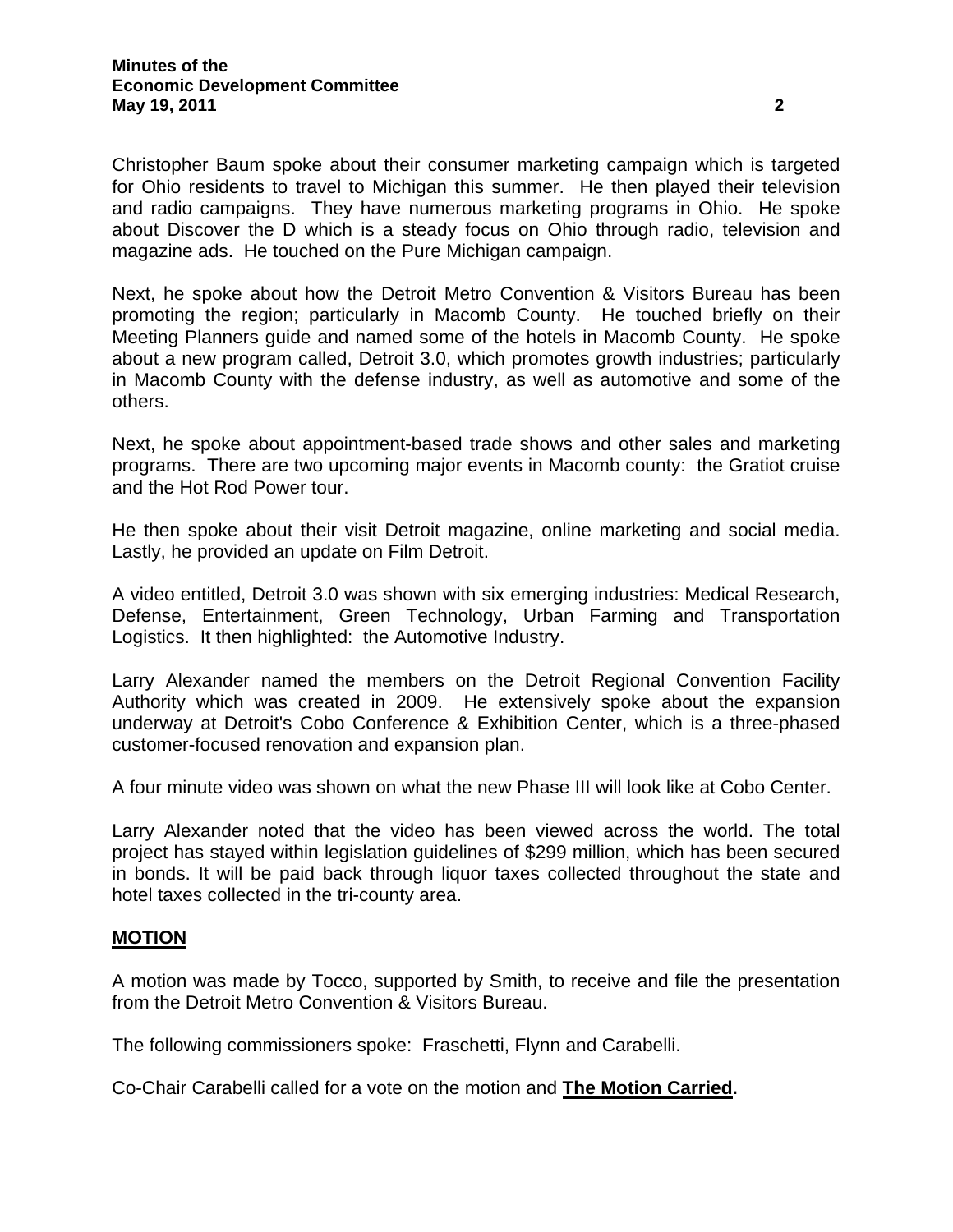Christopher Baum spoke about their consumer marketing campaign which is targeted for Ohio residents to travel to Michigan this summer. He then played their television and radio campaigns. They have numerous marketing programs in Ohio. He spoke about Discover the D which is a steady focus on Ohio through radio, television and magazine ads. He touched on the Pure Michigan campaign.

Next, he spoke about how the Detroit Metro Convention & Visitors Bureau has been promoting the region; particularly in Macomb County. He touched briefly on their Meeting Planners guide and named some of the hotels in Macomb County. He spoke about a new program called, Detroit 3.0, which promotes growth industries; particularly in Macomb County with the defense industry, as well as automotive and some of the others.

Next, he spoke about appointment-based trade shows and other sales and marketing programs. There are two upcoming major events in Macomb county: the Gratiot cruise and the Hot Rod Power tour.

He then spoke about their visit Detroit magazine, online marketing and social media. Lastly, he provided an update on Film Detroit.

A video entitled, Detroit 3.0 was shown with six emerging industries: Medical Research, Defense, Entertainment, Green Technology, Urban Farming and Transportation Logistics. It then highlighted: the Automotive Industry.

Larry Alexander named the members on the Detroit Regional Convention Facility Authority which was created in 2009. He extensively spoke about the expansion underway at Detroit's Cobo Conference & Exhibition Center, which is a three-phased customer-focused renovation and expansion plan.

A four minute video was shown on what the new Phase III will look like at Cobo Center.

Larry Alexander noted that the video has been viewed across the world. The total project has stayed within legislation guidelines of $299 million, which has been secured in bonds. It will be paid back through liquor taxes collected throughout the state and hotel taxes collected in the tri-county area.

## MOTION

A motion was made by Tocco, supported by Smith, to receive and file the presentation from the Detroit Metro Convention & Visitors Bureau.

The following commissioners spoke: Fraschetti, Flynn and Carabelli.

Co-Chair Carabelli called for a vote on the motion and **The Motion Carried.**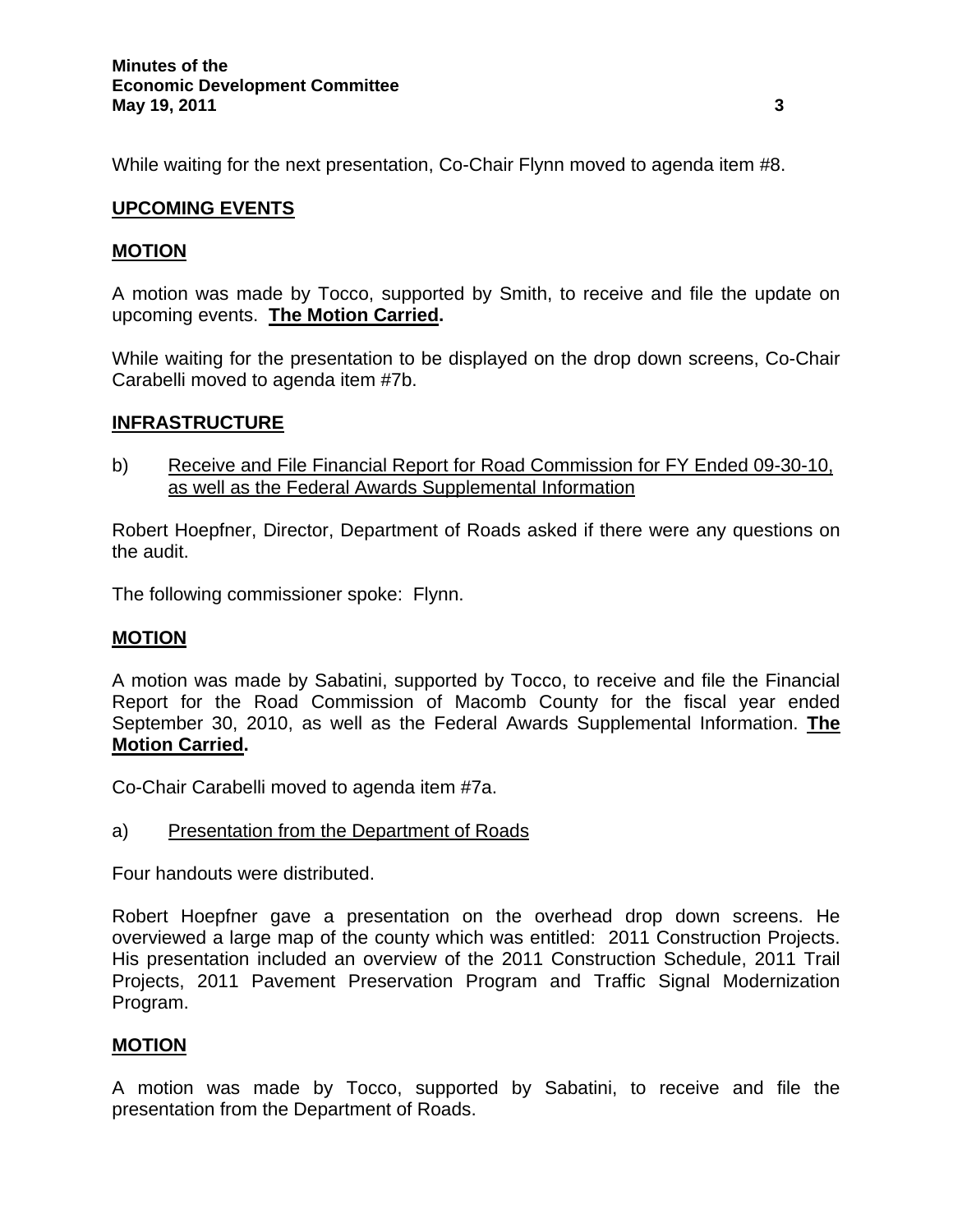While waiting for the next presentation, Co-Chair Flynn moved to agenda item #8.

## UPCOMING EVENTS

### MOTION

A motion was made by Tocco, supported by Smith, to receive and file the update on upcoming events. **The Motion Carried.**

While waiting for the presentation to be displayed on the drop down screens, Co-Chair Carabelli moved to agenda item #7b.

## INFRASTRUCTURE

b) Receive and File Financial Report for Road Commission for FY Ended 09-30-10, as well as the Federal Awards Supplemental Information

Robert Hoepfner, Director, Department of Roads asked if there were any questions on the audit.

The following commissioner spoke: Flynn.

### MOTION

A motion was made by Sabatini, supported by Tocco, to receive and file the Financial Report for the Road Commission of Macomb County for the fiscal year ended September 30, 2010, as well as the Federal Awards Supplemental Information. **The Motion Carried.**

Co-Chair Carabelli moved to agenda item #7a.

a) Presentation from the Department of Roads

Four handouts were distributed.

Robert Hoepfner gave a presentation on the overhead drop down screens. He overviewed a large map of the county which was entitled: 2011 Construction Projects. His presentation included an overview of the 2011 Construction Schedule, 2011 Trail Projects, 2011 Pavement Preservation Program and Traffic Signal Modernization Program.

### MOTION

A motion was made by Tocco, supported by Sabatini, to receive and file the presentation from the Department of Roads.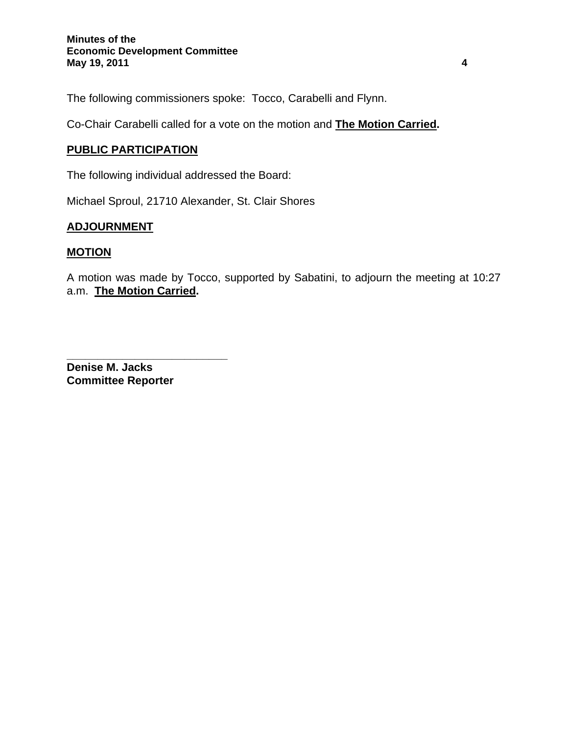The following commissioners spoke: Tocco, Carabelli and Flynn.

Co-Chair Carabelli called for a vote on the motion and **The Motion Carried.**

## PUBLIC PARTICIPATION

The following individual addressed the Board:

Michael Sproul, 21710 Alexander, St. Clair Shores

## ADJOURNMENT

## MOTION

A motion was made by Tocco, supported by Sabatini, to adjourn the meeting at 10:27 a.m. **The Motion Carried.**

___________________________

**Denise M. Jacks**
**Committee Reporter**